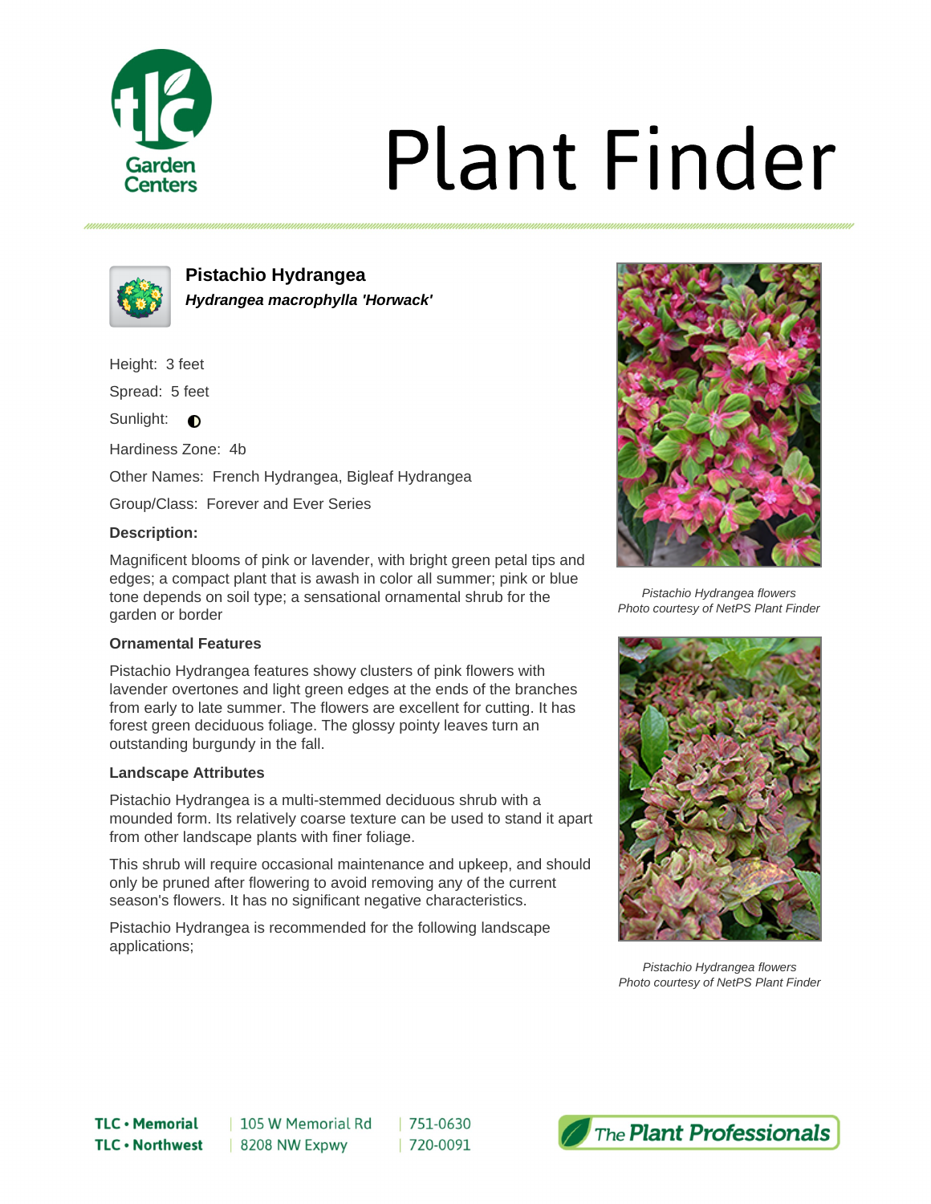# Plant Finder

## Pistachio Hydrangea

***Hydrangea macrophylla 'Horwack'***

Height: 3 feet

Spread: 5 feet

Sunlight: ◐

Hardiness Zone: 4b

Other Names: French Hydrangea, Bigleaf Hydrangea

Group/Class: Forever and Ever Series

### Description:

Magnificent blooms of pink or lavender, with bright green petal tips and edges; a compact plant that is awash in color all summer; pink or blue tone depends on soil type; a sensational ornamental shrub for the garden or border

### Ornamental Features

Pistachio Hydrangea features showy clusters of pink flowers with lavender overtones and light green edges at the ends of the branches from early to late summer. The flowers are excellent for cutting. It has forest green deciduous foliage. The glossy pointy leaves turn an outstanding burgundy in the fall.

### Landscape Attributes

Pistachio Hydrangea is a multi-stemmed deciduous shrub with a mounded form. Its relatively coarse texture can be used to stand it apart from other landscape plants with finer foliage.

This shrub will require occasional maintenance and upkeep, and should only be pruned after flowering to avoid removing any of the current season's flowers. It has no significant negative characteristics.

Pistachio Hydrangea is recommended for the following landscape applications;

*Pistachio Hydrangea flowers*
*Photo courtesy of NetPS Plant Finder*

*Pistachio Hydrangea flowers*
*Photo courtesy of NetPS Plant Finder*

**TLC • Memorial** | 105 W Memorial Rd | 751-0630
**TLC • Northwest** | 8208 NW Expwy | 720-0091

The Plant Professionals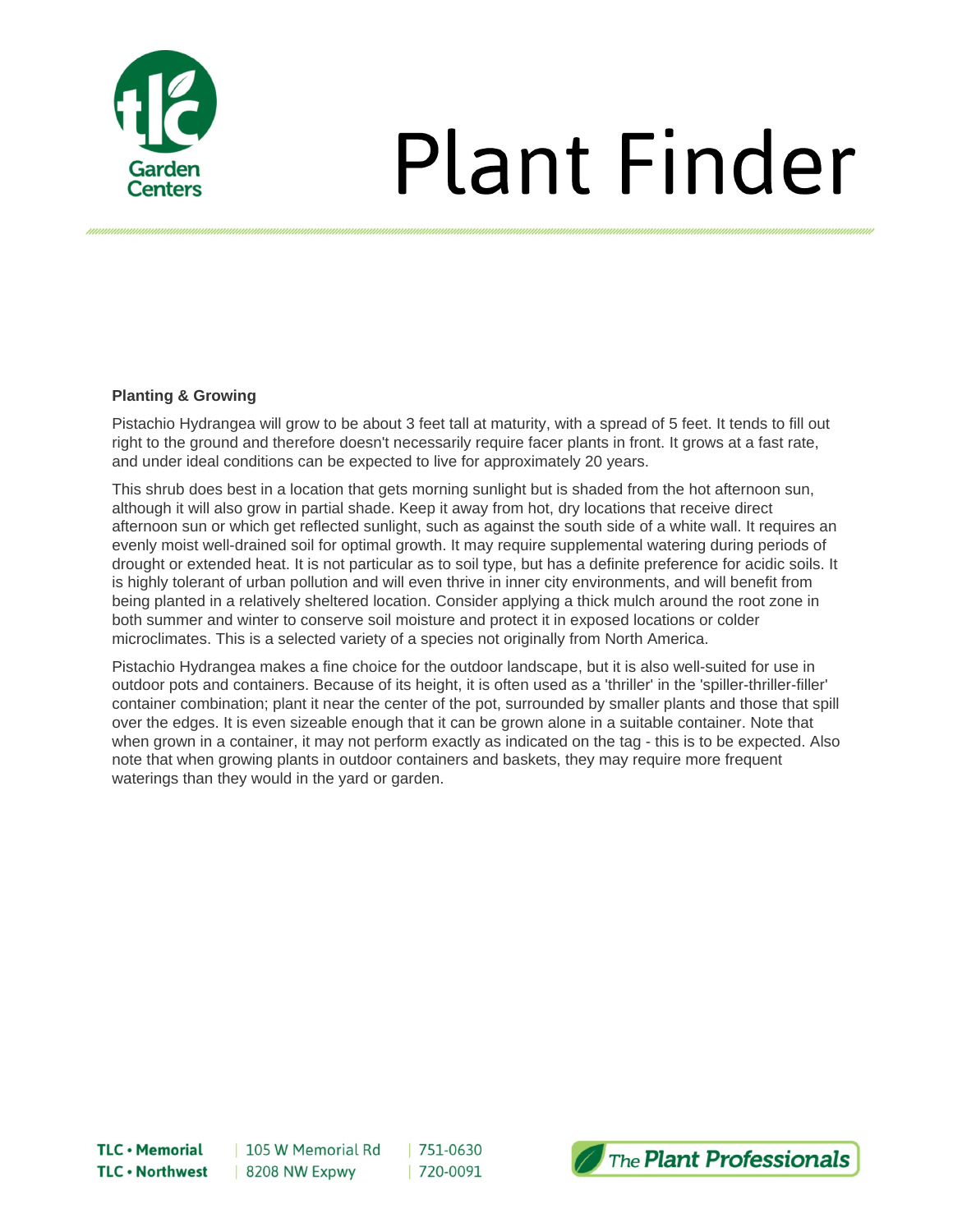**Planting & Growing**

Pistachio Hydrangea will grow to be about 3 feet tall at maturity, with a spread of 5 feet. It tends to fill out right to the ground and therefore doesn't necessarily require facer plants in front. It grows at a fast rate, and under ideal conditions can be expected to live for approximately 20 years.

This shrub does best in a location that gets morning sunlight but is shaded from the hot afternoon sun, although it will also grow in partial shade. Keep it away from hot, dry locations that receive direct afternoon sun or which get reflected sunlight, such as against the south side of a white wall. It requires an evenly moist well-drained soil for optimal growth. It may require supplemental watering during periods of drought or extended heat. It is not particular as to soil type, but has a definite preference for acidic soils. It is highly tolerant of urban pollution and will even thrive in inner city environments, and will benefit from being planted in a relatively sheltered location. Consider applying a thick mulch around the root zone in both summer and winter to conserve soil moisture and protect it in exposed locations or colder microclimates. This is a selected variety of a species not originally from North America.

Pistachio Hydrangea makes a fine choice for the outdoor landscape, but it is also well-suited for use in outdoor pots and containers. Because of its height, it is often used as a 'thriller' in the 'spiller-thriller-filler' container combination; plant it near the center of the pot, surrounded by smaller plants and those that spill over the edges. It is even sizeable enough that it can be grown alone in a suitable container. Note that when grown in a container, it may not perform exactly as indicated on the tag - this is to be expected. Also note that when growing plants in outdoor containers and baskets, they may require more frequent waterings than they would in the yard or garden.